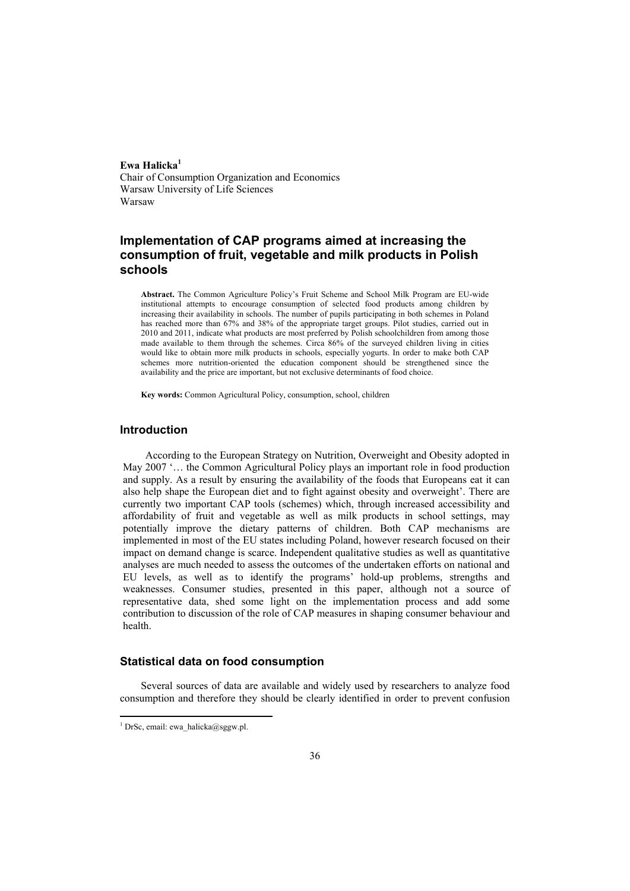**Ewa Halicka**[1]
Chair of Consumption Organization and Economics
Warsaw University of Life Sciences
Warsaw

# Implementation of CAP programs aimed at increasing the consumption of fruit, vegetable and milk products in Polish schools

**Abstract.** The Common Agriculture Policy's Fruit Scheme and School Milk Program are EU-wide institutional attempts to encourage consumption of selected food products among children by increasing their availability in schools. The number of pupils participating in both schemes in Poland has reached more than 67% and 38% of the appropriate target groups. Pilot studies, carried out in 2010 and 2011, indicate what products are most preferred by Polish schoolchildren from among those made available to them through the schemes. Circa 86% of the surveyed children living in cities would like to obtain more milk products in schools, especially yogurts. In order to make both CAP schemes more nutrition-oriented the education component should be strengthened since the availability and the price are important, but not exclusive determinants of food choice.

**Key words:** Common Agricultural Policy, consumption, school, children

## Introduction

According to the European Strategy on Nutrition, Overweight and Obesity adopted in May 2007 '… the Common Agricultural Policy plays an important role in food production and supply. As a result by ensuring the availability of the foods that Europeans eat it can also help shape the European diet and to fight against obesity and overweight'. There are currently two important CAP tools (schemes) which, through increased accessibility and affordability of fruit and vegetable as well as milk products in school settings, may potentially improve the dietary patterns of children. Both CAP mechanisms are implemented in most of the EU states including Poland, however research focused on their impact on demand change is scarce. Independent qualitative studies as well as quantitative analyses are much needed to assess the outcomes of the undertaken efforts on national and EU levels, as well as to identify the programs' hold-up problems, strengths and weaknesses. Consumer studies, presented in this paper, although not a source of representative data, shed some light on the implementation process and add some contribution to discussion of the role of CAP measures in shaping consumer behaviour and health.

## Statistical data on food consumption

Several sources of data are available and widely used by researchers to analyze food consumption and therefore they should be clearly identified in order to prevent confusion

[1] DrSc, email: ewa_halicka@sggw.pl.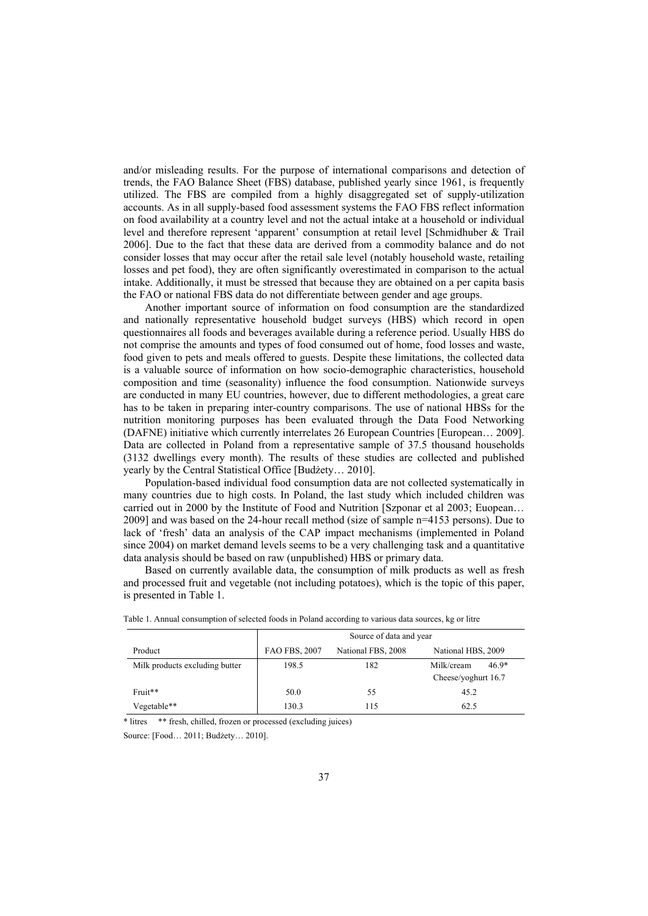and/or misleading results. For the purpose of international comparisons and detection of trends, the FAO Balance Sheet (FBS) database, published yearly since 1961, is frequently utilized. The FBS are compiled from a highly disaggregated set of supply-utilization accounts. As in all supply-based food assessment systems the FAO FBS reflect information on food availability at a country level and not the actual intake at a household or individual level and therefore represent 'apparent' consumption at retail level [Schmidhuber & Trail 2006]. Due to the fact that these data are derived from a commodity balance and do not consider losses that may occur after the retail sale level (notably household waste, retailing losses and pet food), they are often significantly overestimated in comparison to the actual intake. Additionally, it must be stressed that because they are obtained on a per capita basis the FAO or national FBS data do not differentiate between gender and age groups.

Another important source of information on food consumption are the standardized and nationally representative household budget surveys (HBS) which record in open questionnaires all foods and beverages available during a reference period. Usually HBS do not comprise the amounts and types of food consumed out of home, food losses and waste, food given to pets and meals offered to guests. Despite these limitations, the collected data is a valuable source of information on how socio-demographic characteristics, household composition and time (seasonality) influence the food consumption. Nationwide surveys are conducted in many EU countries, however, due to different methodologies, a great care has to be taken in preparing inter-country comparisons. The use of national HBSs for the nutrition monitoring purposes has been evaluated through the Data Food Networking (DAFNE) initiative which currently interrelates 26 European Countries [European… 2009]. Data are collected in Poland from a representative sample of 37.5 thousand households (3132 dwellings every month). The results of these studies are collected and published yearly by the Central Statistical Office [Budżety… 2010].

Population-based individual food consumption data are not collected systematically in many countries due to high costs. In Poland, the last study which included children was carried out in 2000 by the Institute of Food and Nutrition [Szponar et al 2003; Euopean… 2009] and was based on the 24-hour recall method (size of sample n=4153 persons). Due to lack of 'fresh' data an analysis of the CAP impact mechanisms (implemented in Poland since 2004) on market demand levels seems to be a very challenging task and a quantitative data analysis should be based on raw (unpublished) HBS or primary data.

Based on currently available data, the consumption of milk products as well as fresh and processed fruit and vegetable (not including potatoes), which is the topic of this paper, is presented in Table 1.

Table 1. Annual consumption of selected foods in Poland according to various data sources, kg or litre

| Product | Source of data and year | | |
|---|---|---|---|
| | FAO FBS, 2007 | National FBS, 2008 | National HBS, 2009 |
| Milk products excluding butter | 198.5 | 182 | Milk/cream 46.9* Cheese/yoghurt 16.7 |
| Fruit** | 50.0 | 55 | 45.2 |
| Vegetable** | 130.3 | 115 | 62.5 |

\* litres ** fresh, chilled, frozen or processed (excluding juices)

Source: [Food… 2011; Budżety… 2010].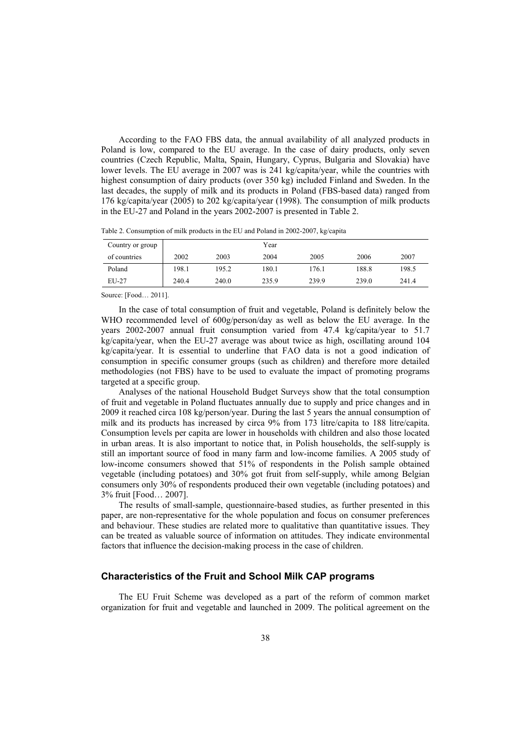According to the FAO FBS data, the annual availability of all analyzed products in Poland is low, compared to the EU average. In the case of dairy products, only seven countries (Czech Republic, Malta, Spain, Hungary, Cyprus, Bulgaria and Slovakia) have lower levels. The EU average in 2007 was is 241 kg/capita/year, while the countries with highest consumption of dairy products (over 350 kg) included Finland and Sweden. In the last decades, the supply of milk and its products in Poland (FBS-based data) ranged from 176 kg/capita/year (2005) to 202 kg/capita/year (1998). The consumption of milk products in the EU-27 and Poland in the years 2002-2007 is presented in Table 2.

Table 2. Consumption of milk products in the EU and Poland in 2002-2007, kg/capita

| Country or group | Year | | | | | |
|---|---|---|---|---|---|---|
| of countries | 2002 | 2003 | 2004 | 2005 | 2006 | 2007 |
| Poland | 198.1 | 195.2 | 180.1 | 176.1 | 188.8 | 198.5 |
| EU-27 | 240.4 | 240.0 | 235.9 | 239.9 | 239.0 | 241.4 |

Source: [Food… 2011].

In the case of total consumption of fruit and vegetable, Poland is definitely below the WHO recommended level of 600g/person/day as well as below the EU average. In the years 2002-2007 annual fruit consumption varied from 47.4 kg/capita/year to 51.7 kg/capita/year, when the EU-27 average was about twice as high, oscillating around 104 kg/capita/year. It is essential to underline that FAO data is not a good indication of consumption in specific consumer groups (such as children) and therefore more detailed methodologies (not FBS) have to be used to evaluate the impact of promoting programs targeted at a specific group.

Analyses of the national Household Budget Surveys show that the total consumption of fruit and vegetable in Poland fluctuates annually due to supply and price changes and in 2009 it reached circa 108 kg/person/year. During the last 5 years the annual consumption of milk and its products has increased by circa 9% from 173 litre/capita to 188 litre/capita. Consumption levels per capita are lower in households with children and also those located in urban areas. It is also important to notice that, in Polish households, the self-supply is still an important source of food in many farm and low-income families. A 2005 study of low-income consumers showed that 51% of respondents in the Polish sample obtained vegetable (including potatoes) and 30% got fruit from self-supply, while among Belgian consumers only 30% of respondents produced their own vegetable (including potatoes) and 3% fruit [Food… 2007].

The results of small-sample, questionnaire-based studies, as further presented in this paper, are non-representative for the whole population and focus on consumer preferences and behaviour. These studies are related more to qualitative than quantitative issues. They can be treated as valuable source of information on attitudes. They indicate environmental factors that influence the decision-making process in the case of children.

## Characteristics of the Fruit and School Milk CAP programs

The EU Fruit Scheme was developed as a part of the reform of common market organization for fruit and vegetable and launched in 2009. The political agreement on the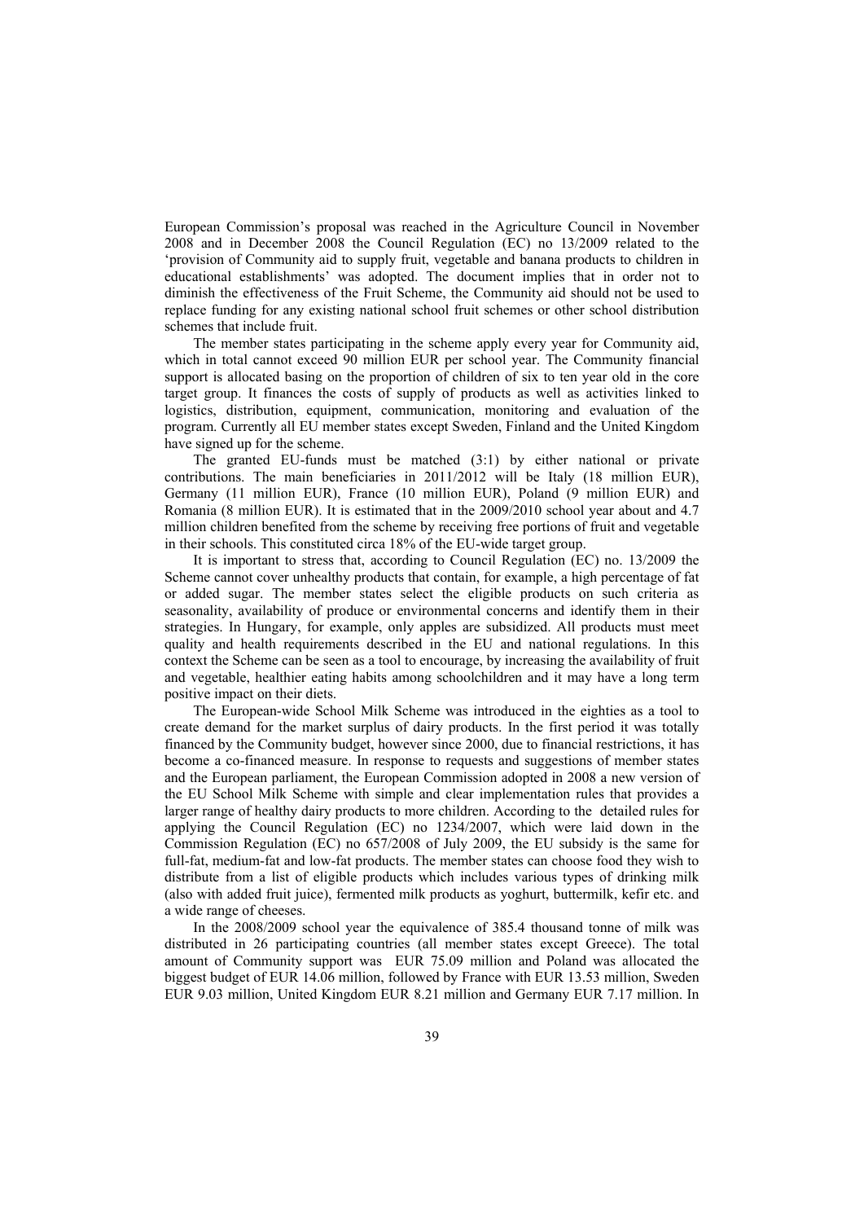European Commission's proposal was reached in the Agriculture Council in November 2008 and in December 2008 the Council Regulation (EC) no 13/2009 related to the 'provision of Community aid to supply fruit, vegetable and banana products to children in educational establishments' was adopted. The document implies that in order not to diminish the effectiveness of the Fruit Scheme, the Community aid should not be used to replace funding for any existing national school fruit schemes or other school distribution schemes that include fruit.

The member states participating in the scheme apply every year for Community aid, which in total cannot exceed 90 million EUR per school year. The Community financial support is allocated basing on the proportion of children of six to ten year old in the core target group. It finances the costs of supply of products as well as activities linked to logistics, distribution, equipment, communication, monitoring and evaluation of the program. Currently all EU member states except Sweden, Finland and the United Kingdom have signed up for the scheme.

The granted EU-funds must be matched (3:1) by either national or private contributions. The main beneficiaries in 2011/2012 will be Italy (18 million EUR), Germany (11 million EUR), France (10 million EUR), Poland (9 million EUR) and Romania (8 million EUR). It is estimated that in the 2009/2010 school year about and 4.7 million children benefited from the scheme by receiving free portions of fruit and vegetable in their schools. This constituted circa 18% of the EU-wide target group.

It is important to stress that, according to Council Regulation (EC) no. 13/2009 the Scheme cannot cover unhealthy products that contain, for example, a high percentage of fat or added sugar. The member states select the eligible products on such criteria as seasonality, availability of produce or environmental concerns and identify them in their strategies. In Hungary, for example, only apples are subsidized. All products must meet quality and health requirements described in the EU and national regulations. In this context the Scheme can be seen as a tool to encourage, by increasing the availability of fruit and vegetable, healthier eating habits among schoolchildren and it may have a long term positive impact on their diets.

The European-wide School Milk Scheme was introduced in the eighties as a tool to create demand for the market surplus of dairy products. In the first period it was totally financed by the Community budget, however since 2000, due to financial restrictions, it has become a co-financed measure. In response to requests and suggestions of member states and the European parliament, the European Commission adopted in 2008 a new version of the EU School Milk Scheme with simple and clear implementation rules that provides a larger range of healthy dairy products to more children. According to the detailed rules for applying the Council Regulation (EC) no 1234/2007, which were laid down in the Commission Regulation (EC) no 657/2008 of July 2009, the EU subsidy is the same for full-fat, medium-fat and low-fat products. The member states can choose food they wish to distribute from a list of eligible products which includes various types of drinking milk (also with added fruit juice), fermented milk products as yoghurt, buttermilk, kefir etc. and a wide range of cheeses.

In the 2008/2009 school year the equivalence of 385.4 thousand tonne of milk was distributed in 26 participating countries (all member states except Greece). The total amount of Community support was EUR 75.09 million and Poland was allocated the biggest budget of EUR 14.06 million, followed by France with EUR 13.53 million, Sweden EUR 9.03 million, United Kingdom EUR 8.21 million and Germany EUR 7.17 million. In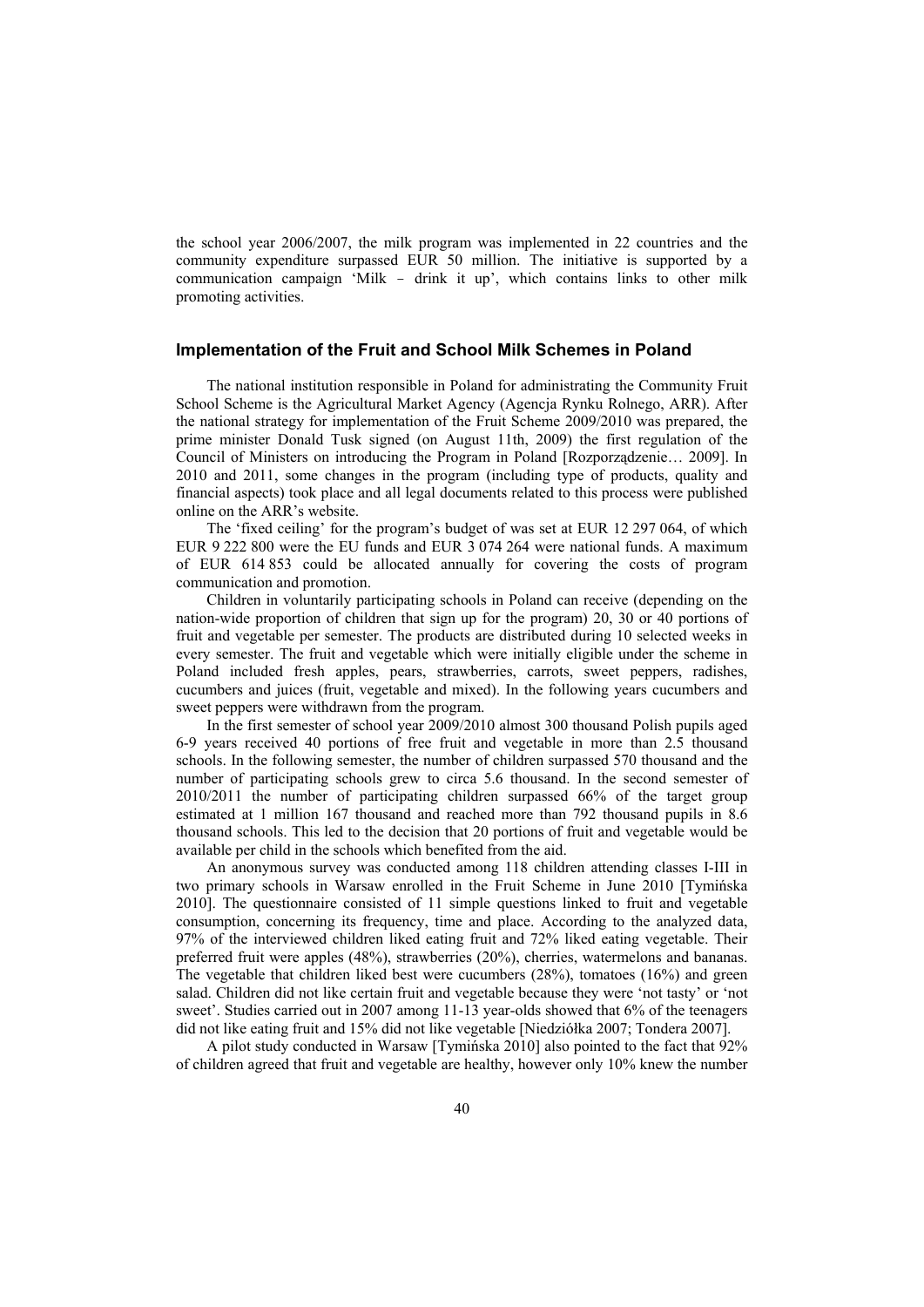the school year 2006/2007, the milk program was implemented in 22 countries and the community expenditure surpassed EUR 50 million. The initiative is supported by a communication campaign 'Milk – drink it up', which contains links to other milk promoting activities.

## Implementation of the Fruit and School Milk Schemes in Poland

The national institution responsible in Poland for administrating the Community Fruit School Scheme is the Agricultural Market Agency (Agencja Rynku Rolnego, ARR). After the national strategy for implementation of the Fruit Scheme 2009/2010 was prepared, the prime minister Donald Tusk signed (on August 11th, 2009) the first regulation of the Council of Ministers on introducing the Program in Poland [Rozporządzenie… 2009]. In 2010 and 2011, some changes in the program (including type of products, quality and financial aspects) took place and all legal documents related to this process were published online on the ARR's website.

The 'fixed ceiling' for the program's budget of was set at EUR 12 297 064, of which EUR 9 222 800 were the EU funds and EUR 3 074 264 were national funds. A maximum of EUR 614 853 could be allocated annually for covering the costs of program communication and promotion.

Children in voluntarily participating schools in Poland can receive (depending on the nation-wide proportion of children that sign up for the program) 20, 30 or 40 portions of fruit and vegetable per semester. The products are distributed during 10 selected weeks in every semester. The fruit and vegetable which were initially eligible under the scheme in Poland included fresh apples, pears, strawberries, carrots, sweet peppers, radishes, cucumbers and juices (fruit, vegetable and mixed). In the following years cucumbers and sweet peppers were withdrawn from the program.

In the first semester of school year 2009/2010 almost 300 thousand Polish pupils aged 6-9 years received 40 portions of free fruit and vegetable in more than 2.5 thousand schools. In the following semester, the number of children surpassed 570 thousand and the number of participating schools grew to circa 5.6 thousand. In the second semester of 2010/2011 the number of participating children surpassed 66% of the target group estimated at 1 million 167 thousand and reached more than 792 thousand pupils in 8.6 thousand schools. This led to the decision that 20 portions of fruit and vegetable would be available per child in the schools which benefited from the aid.

An anonymous survey was conducted among 118 children attending classes I-III in two primary schools in Warsaw enrolled in the Fruit Scheme in June 2010 [Tymińska 2010]. The questionnaire consisted of 11 simple questions linked to fruit and vegetable consumption, concerning its frequency, time and place. According to the analyzed data, 97% of the interviewed children liked eating fruit and 72% liked eating vegetable. Their preferred fruit were apples (48%), strawberries (20%), cherries, watermelons and bananas. The vegetable that children liked best were cucumbers (28%), tomatoes (16%) and green salad. Children did not like certain fruit and vegetable because they were 'not tasty' or 'not sweet'. Studies carried out in 2007 among 11-13 year-olds showed that 6% of the teenagers did not like eating fruit and 15% did not like vegetable [Niedziółka 2007; Tondera 2007].

A pilot study conducted in Warsaw [Tymińska 2010] also pointed to the fact that 92% of children agreed that fruit and vegetable are healthy, however only 10% knew the number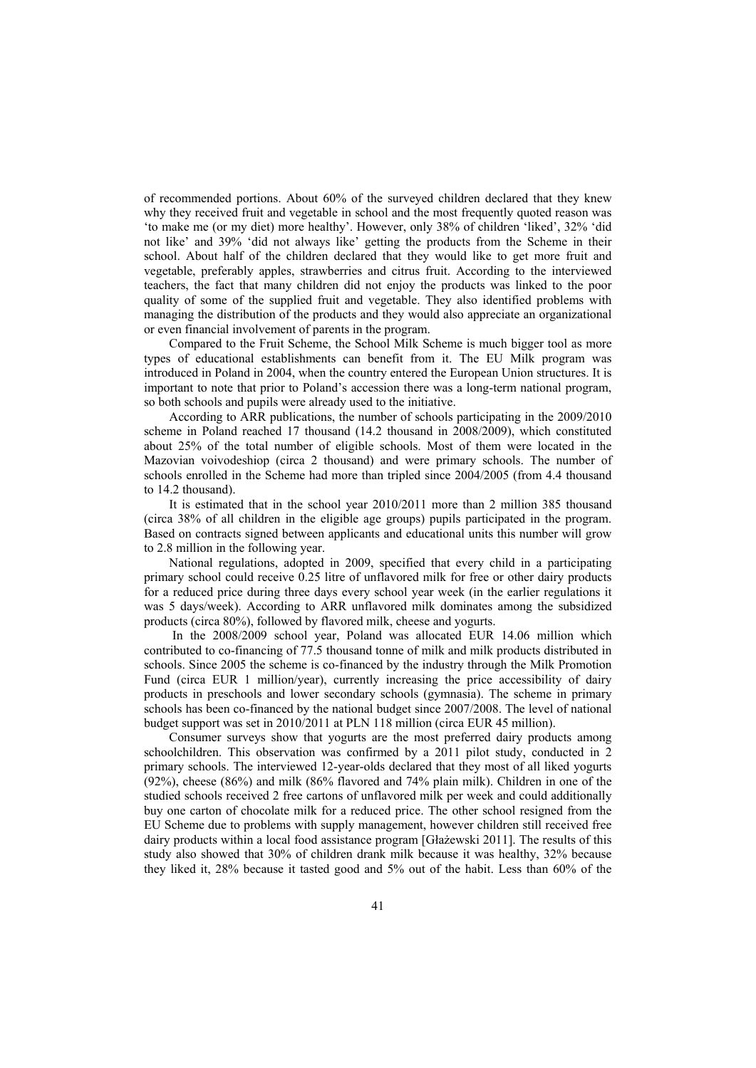of recommended portions. About 60% of the surveyed children declared that they knew why they received fruit and vegetable in school and the most frequently quoted reason was 'to make me (or my diet) more healthy'. However, only 38% of children 'liked', 32% 'did not like' and 39% 'did not always like' getting the products from the Scheme in their school. About half of the children declared that they would like to get more fruit and vegetable, preferably apples, strawberries and citrus fruit. According to the interviewed teachers, the fact that many children did not enjoy the products was linked to the poor quality of some of the supplied fruit and vegetable. They also identified problems with managing the distribution of the products and they would also appreciate an organizational or even financial involvement of parents in the program.

Compared to the Fruit Scheme, the School Milk Scheme is much bigger tool as more types of educational establishments can benefit from it. The EU Milk program was introduced in Poland in 2004, when the country entered the European Union structures. It is important to note that prior to Poland's accession there was a long-term national program, so both schools and pupils were already used to the initiative.

According to ARR publications, the number of schools participating in the 2009/2010 scheme in Poland reached 17 thousand (14.2 thousand in 2008/2009), which constituted about 25% of the total number of eligible schools. Most of them were located in the Mazovian voivodeshiop (circa 2 thousand) and were primary schools. The number of schools enrolled in the Scheme had more than tripled since 2004/2005 (from 4.4 thousand to 14.2 thousand).

It is estimated that in the school year 2010/2011 more than 2 million 385 thousand (circa 38% of all children in the eligible age groups) pupils participated in the program. Based on contracts signed between applicants and educational units this number will grow to 2.8 million in the following year.

National regulations, adopted in 2009, specified that every child in a participating primary school could receive 0.25 litre of unflavored milk for free or other dairy products for a reduced price during three days every school year week (in the earlier regulations it was 5 days/week). According to ARR unflavored milk dominates among the subsidized products (circa 80%), followed by flavored milk, cheese and yogurts.

In the 2008/2009 school year, Poland was allocated EUR 14.06 million which contributed to co-financing of 77.5 thousand tonne of milk and milk products distributed in schools. Since 2005 the scheme is co-financed by the industry through the Milk Promotion Fund (circa EUR 1 million/year), currently increasing the price accessibility of dairy products in preschools and lower secondary schools (gymnasia). The scheme in primary schools has been co-financed by the national budget since 2007/2008. The level of national budget support was set in 2010/2011 at PLN 118 million (circa EUR 45 million).

Consumer surveys show that yogurts are the most preferred dairy products among schoolchildren. This observation was confirmed by a 2011 pilot study, conducted in 2 primary schools. The interviewed 12-year-olds declared that they most of all liked yogurts (92%), cheese (86%) and milk (86% flavored and 74% plain milk). Children in one of the studied schools received 2 free cartons of unflavored milk per week and could additionally buy one carton of chocolate milk for a reduced price. The other school resigned from the EU Scheme due to problems with supply management, however children still received free dairy products within a local food assistance program [Głażewski 2011]. The results of this study also showed that 30% of children drank milk because it was healthy, 32% because they liked it, 28% because it tasted good and 5% out of the habit. Less than 60% of the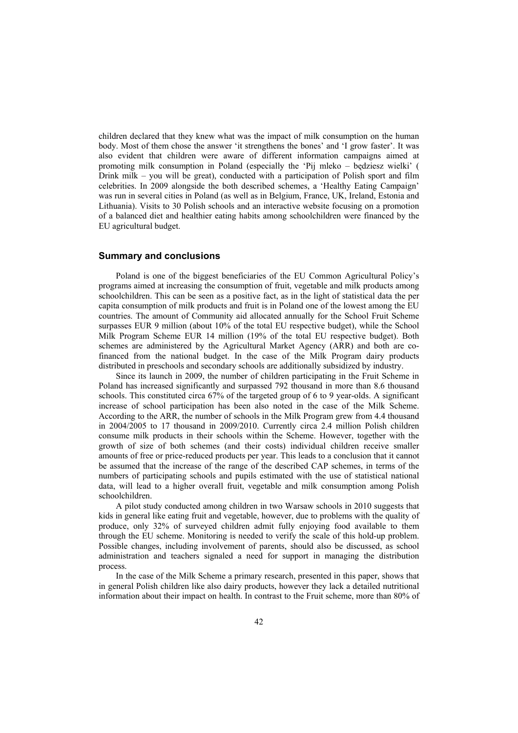children declared that they knew what was the impact of milk consumption on the human body. Most of them chose the answer 'it strengthens the bones' and 'I grow faster'. It was also evident that children were aware of different information campaigns aimed at promoting milk consumption in Poland (especially the 'Pij mleko – będziesz wielki' ( Drink milk – you will be great), conducted with a participation of Polish sport and film celebrities. In 2009 alongside the both described schemes, a 'Healthy Eating Campaign' was run in several cities in Poland (as well as in Belgium, France, UK, Ireland, Estonia and Lithuania). Visits to 30 Polish schools and an interactive website focusing on a promotion of a balanced diet and healthier eating habits among schoolchildren were financed by the EU agricultural budget.

## Summary and conclusions

Poland is one of the biggest beneficiaries of the EU Common Agricultural Policy's programs aimed at increasing the consumption of fruit, vegetable and milk products among schoolchildren. This can be seen as a positive fact, as in the light of statistical data the per capita consumption of milk products and fruit is in Poland one of the lowest among the EU countries. The amount of Community aid allocated annually for the School Fruit Scheme surpasses EUR 9 million (about 10% of the total EU respective budget), while the School Milk Program Scheme EUR 14 million (19% of the total EU respective budget). Both schemes are administered by the Agricultural Market Agency (ARR) and both are co-financed from the national budget. In the case of the Milk Program dairy products distributed in preschools and secondary schools are additionally subsidized by industry.

Since its launch in 2009, the number of children participating in the Fruit Scheme in Poland has increased significantly and surpassed 792 thousand in more than 8.6 thousand schools. This constituted circa 67% of the targeted group of 6 to 9 year-olds. A significant increase of school participation has been also noted in the case of the Milk Scheme. According to the ARR, the number of schools in the Milk Program grew from 4.4 thousand in 2004/2005 to 17 thousand in 2009/2010. Currently circa 2.4 million Polish children consume milk products in their schools within the Scheme. However, together with the growth of size of both schemes (and their costs) individual children receive smaller amounts of free or price-reduced products per year. This leads to a conclusion that it cannot be assumed that the increase of the range of the described CAP schemes, in terms of the numbers of participating schools and pupils estimated with the use of statistical national data, will lead to a higher overall fruit, vegetable and milk consumption among Polish schoolchildren.

A pilot study conducted among children in two Warsaw schools in 2010 suggests that kids in general like eating fruit and vegetable, however, due to problems with the quality of produce, only 32% of surveyed children admit fully enjoying food available to them through the EU scheme. Monitoring is needed to verify the scale of this hold-up problem. Possible changes, including involvement of parents, should also be discussed, as school administration and teachers signaled a need for support in managing the distribution process.

In the case of the Milk Scheme a primary research, presented in this paper, shows that in general Polish children like also dairy products, however they lack a detailed nutritional information about their impact on health. In contrast to the Fruit scheme, more than 80% of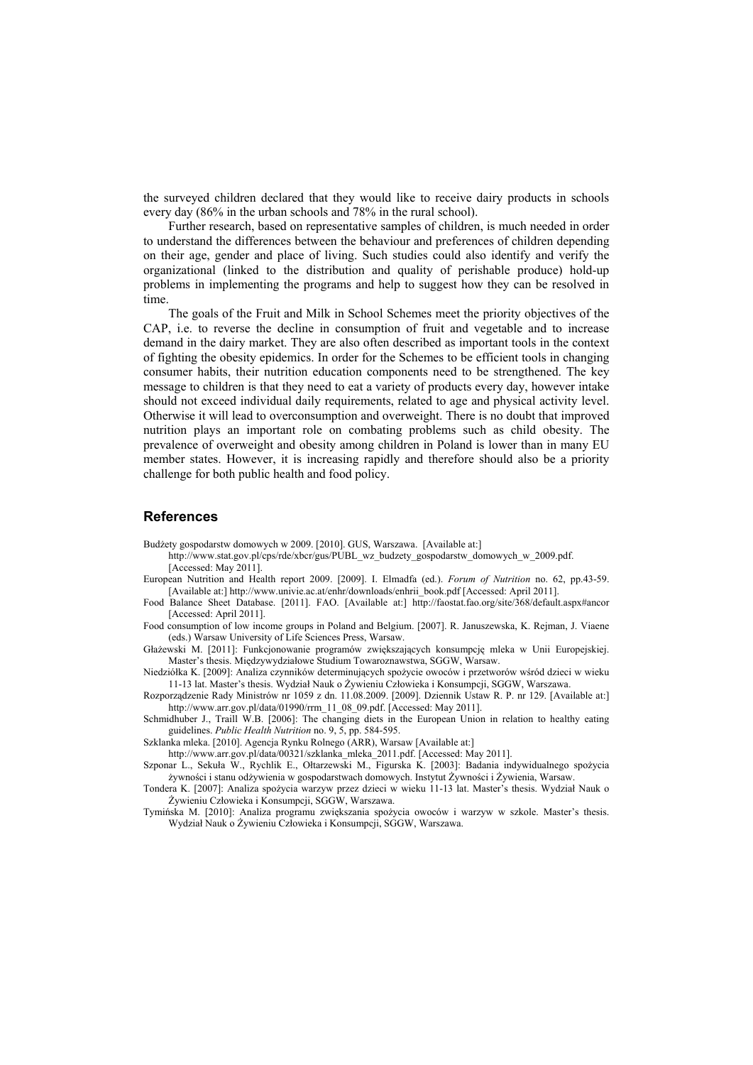the surveyed children declared that they would like to receive dairy products in schools every day (86% in the urban schools and 78% in the rural school).

Further research, based on representative samples of children, is much needed in order to understand the differences between the behaviour and preferences of children depending on their age, gender and place of living. Such studies could also identify and verify the organizational (linked to the distribution and quality of perishable produce) hold-up problems in implementing the programs and help to suggest how they can be resolved in time.

The goals of the Fruit and Milk in School Schemes meet the priority objectives of the CAP, i.e. to reverse the decline in consumption of fruit and vegetable and to increase demand in the dairy market. They are also often described as important tools in the context of fighting the obesity epidemics. In order for the Schemes to be efficient tools in changing consumer habits, their nutrition education components need to be strengthened. The key message to children is that they need to eat a variety of products every day, however intake should not exceed individual daily requirements, related to age and physical activity level. Otherwise it will lead to overconsumption and overweight. There is no doubt that improved nutrition plays an important role on combating problems such as child obesity. The prevalence of overweight and obesity among children in Poland is lower than in many EU member states. However, it is increasing rapidly and therefore should also be a priority challenge for both public health and food policy.

## References

Budżety gospodarstw domowych w 2009. [2010]. GUS, Warszawa. [Available at:] http://www.stat.gov.pl/cps/rde/xbcr/gus/PUBL_wz_budzety_gospodarstw_domowych_w_2009.pdf. [Accessed: May 2011].

European Nutrition and Health report 2009. [2009]. I. Elmadfa (ed.). *Forum of Nutrition* no. 62, pp.43-59. [Available at:] http://www.univie.ac.at/enhr/downloads/enhrii_book.pdf [Accessed: April 2011].

Food Balance Sheet Database. [2011]. FAO. [Available at:] http://faostat.fao.org/site/368/default.aspx#ancor [Accessed: April 2011].

Food consumption of low income groups in Poland and Belgium. [2007]. R. Januszewska, K. Rejman, J. Viaene (eds.) Warsaw University of Life Sciences Press, Warsaw.

Głażewski M. [2011]: Funkcjonowanie programów zwiększających konsumpcję mleka w Unii Europejskiej. Master's thesis. Międzywydziałowe Studium Towaroznawstwa, SGGW, Warsaw.

Niedziółka K. [2009]: Analiza czynników determinujących spożycie owoców i przetworów wśród dzieci w wieku 11-13 lat. Master's thesis. Wydział Nauk o Żywieniu Człowieka i Konsumpcji, SGGW, Warszawa.

Rozporządzenie Rady Ministrów nr 1059 z dn. 11.08.2009. [2009]. Dziennik Ustaw R. P. nr 129. [Available at:] http://www.arr.gov.pl/data/01990/rrm_11_08_09.pdf. [Accessed: May 2011].

Schmidhuber J., Traill W.B. [2006]: The changing diets in the European Union in relation to healthy eating guidelines. *Public Health Nutrition* no. 9, 5, pp. 584-595.

Szklanka mleka. [2010]. Agencja Rynku Rolnego (ARR), Warsaw [Available at:] http://www.arr.gov.pl/data/00321/szklanka_mleka_2011.pdf. [Accessed: May 2011].

Szponar L., Sekuła W., Rychlik E., Ołtarzewski M., Figurska K. [2003]: Badania indywidualnego spożycia żywności i stanu odżywienia w gospodarstwach domowych. Instytut Żywności i Żywienia, Warsaw.

Tondera K. [2007]: Analiza spożycia warzyw przez dzieci w wieku 11-13 lat. Master's thesis. Wydział Nauk o Żywieniu Człowieka i Konsumpcji, SGGW, Warszawa.

Tymińska M. [2010]: Analiza programu zwiększania spożycia owoców i warzyw w szkole. Master's thesis. Wydział Nauk o Żywieniu Człowieka i Konsumpcji, SGGW, Warszawa.